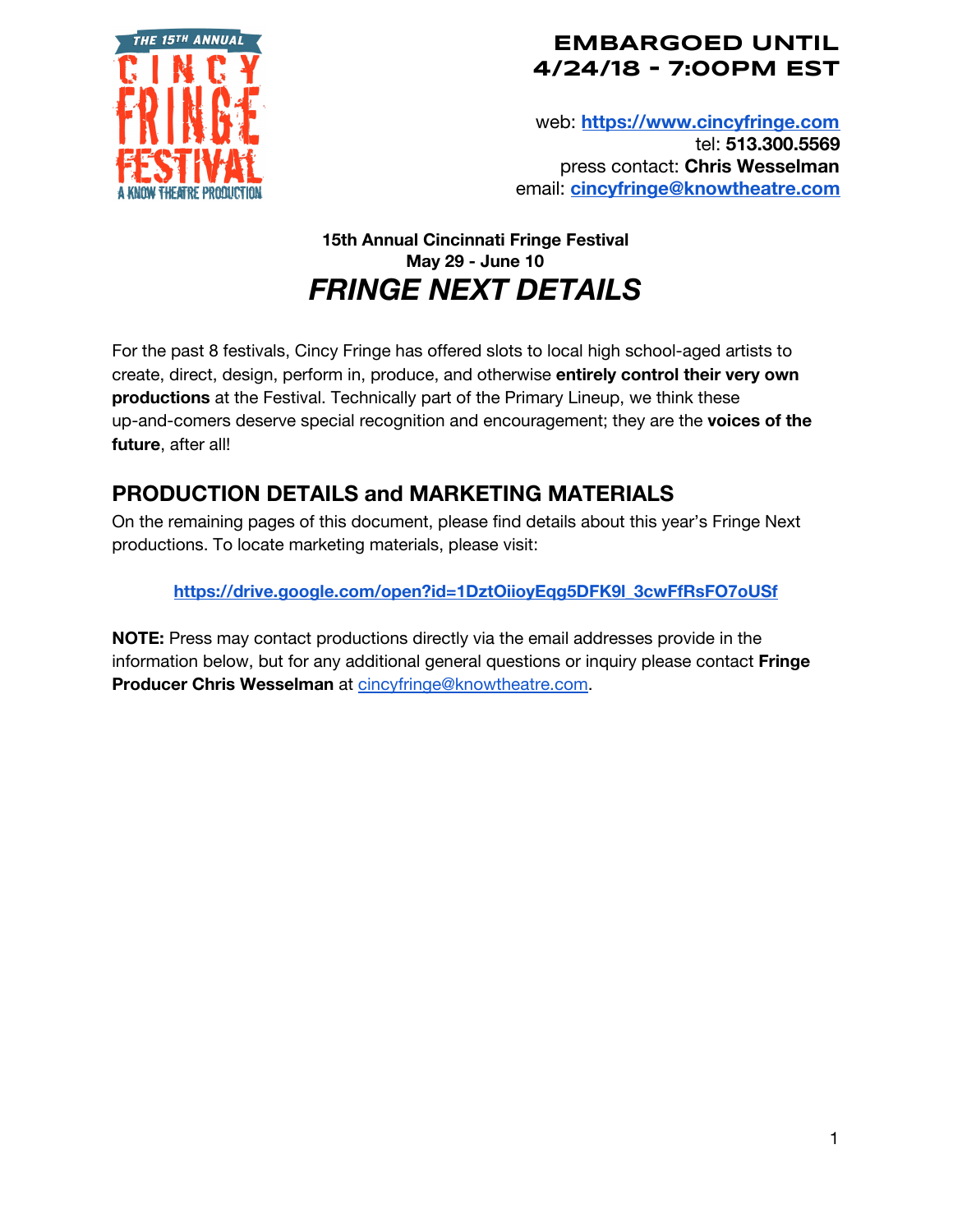THE 15TH ANNUAL CINCY FRINGE FESTIVAL
A KNOW THEATRE PRODUCTION

**EMBARGOED UNTIL 4/24/18 - 7:00PM EST**

web: **https://www.cincyfringe.com**
tel: **513.300.5569**
press contact: **Chris Wesselman**
email: **cincyfringe@knowtheatre.com**

**15th Annual Cincinnati Fringe Festival**
**May 29 - June 10**

# *FRINGE NEXT DETAILS*

For the past 8 festivals, Cincy Fringe has offered slots to local high school-aged artists to create, direct, design, perform in, produce, and otherwise **entirely control their very own productions** at the Festival. Technically part of the Primary Lineup, we think these up-and-comers deserve special recognition and encouragement; they are the **voices of the future**, after all!

## PRODUCTION DETAILS and MARKETING MATERIALS

On the remaining pages of this document, please find details about this year's Fringe Next productions. To locate marketing materials, please visit:

**https://drive.google.com/open?id=1DztOiioyEqg5DFK9l_3cwFfRsFO7oUSf**

**NOTE:** Press may contact productions directly via the email addresses provide in the information below, but for any additional general questions or inquiry please contact **Fringe Producer Chris Wesselman** at cincyfringe@knowtheatre.com.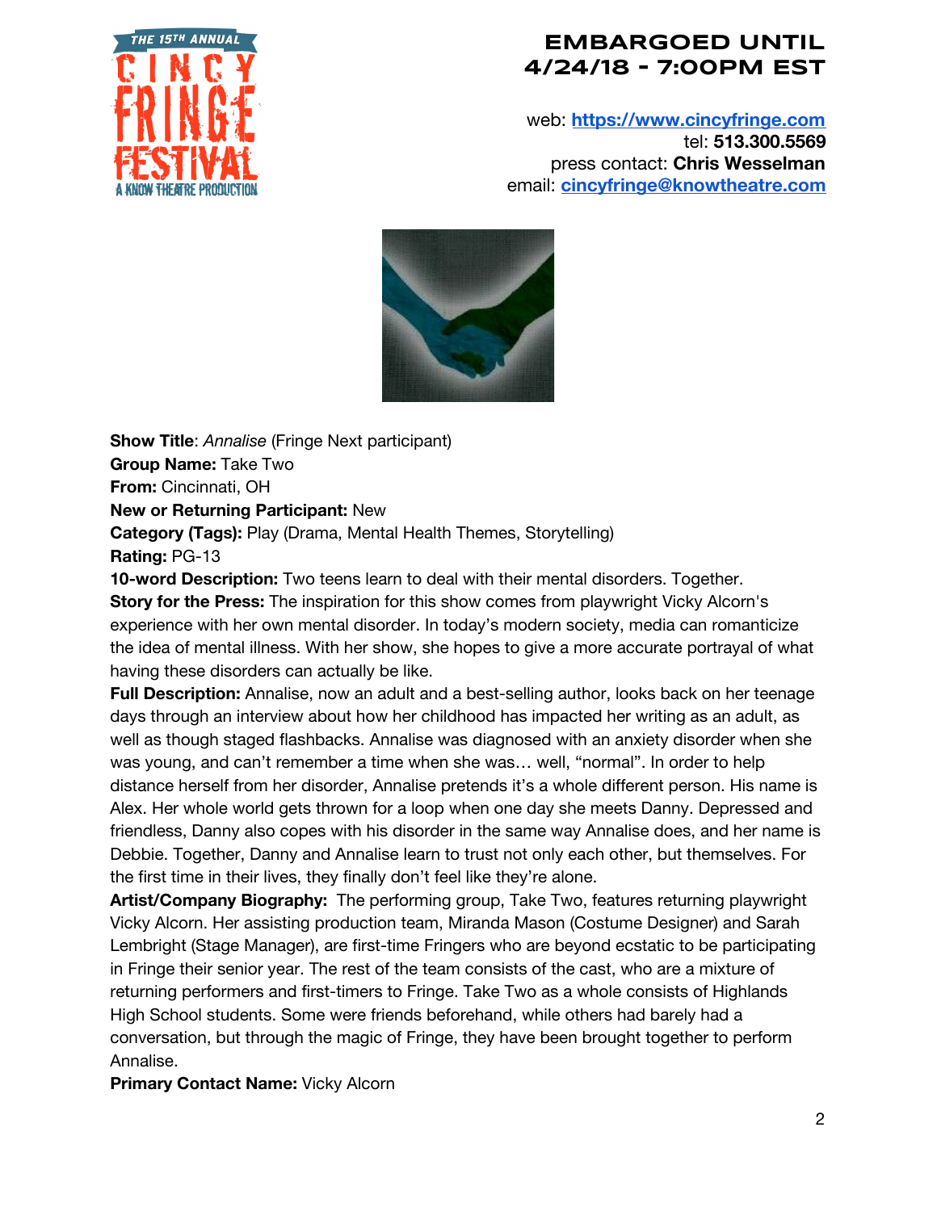**EMBARGOED UNTIL 4/24/18 - 7:00PM EST**

web: [https://www.cincyfringe.com](https://www.cincyfringe.com)
tel: **513.300.5569**
press contact: **Chris Wesselman**
email: [cincyfringe@knowtheatre.com](mailto:cincyfringe@knowtheatre.com)

**Show Title**: *Annalise* (Fringe Next participant)
**Group Name:** Take Two
**From:** Cincinnati, OH
**New or Returning Participant:** New
**Category (Tags):** Play (Drama, Mental Health Themes, Storytelling)
**Rating:** PG-13
**10-word Description:** Two teens learn to deal with their mental disorders. Together.
**Story for the Press:** The inspiration for this show comes from playwright Vicky Alcorn's experience with her own mental disorder. In today's modern society, media can romanticize the idea of mental illness. With her show, she hopes to give a more accurate portrayal of what having these disorders can actually be like.
**Full Description:** Annalise, now an adult and a best-selling author, looks back on her teenage days through an interview about how her childhood has impacted her writing as an adult, as well as though staged flashbacks. Annalise was diagnosed with an anxiety disorder when she was young, and can't remember a time when she was… well, "normal". In order to help distance herself from her disorder, Annalise pretends it's a whole different person. His name is Alex. Her whole world gets thrown for a loop when one day she meets Danny. Depressed and friendless, Danny also copes with his disorder in the same way Annalise does, and her name is Debbie. Together, Danny and Annalise learn to trust not only each other, but themselves. For the first time in their lives, they finally don't feel like they're alone.
**Artist/Company Biography:** The performing group, Take Two, features returning playwright Vicky Alcorn. Her assisting production team, Miranda Mason (Costume Designer) and Sarah Lembright (Stage Manager), are first-time Fringers who are beyond ecstatic to be participating in Fringe their senior year. The rest of the team consists of the cast, who are a mixture of returning performers and first-timers to Fringe. Take Two as a whole consists of Highlands High School students. Some were friends beforehand, while others had barely had a conversation, but through the magic of Fringe, they have been brought together to perform Annalise.
**Primary Contact Name:** Vicky Alcorn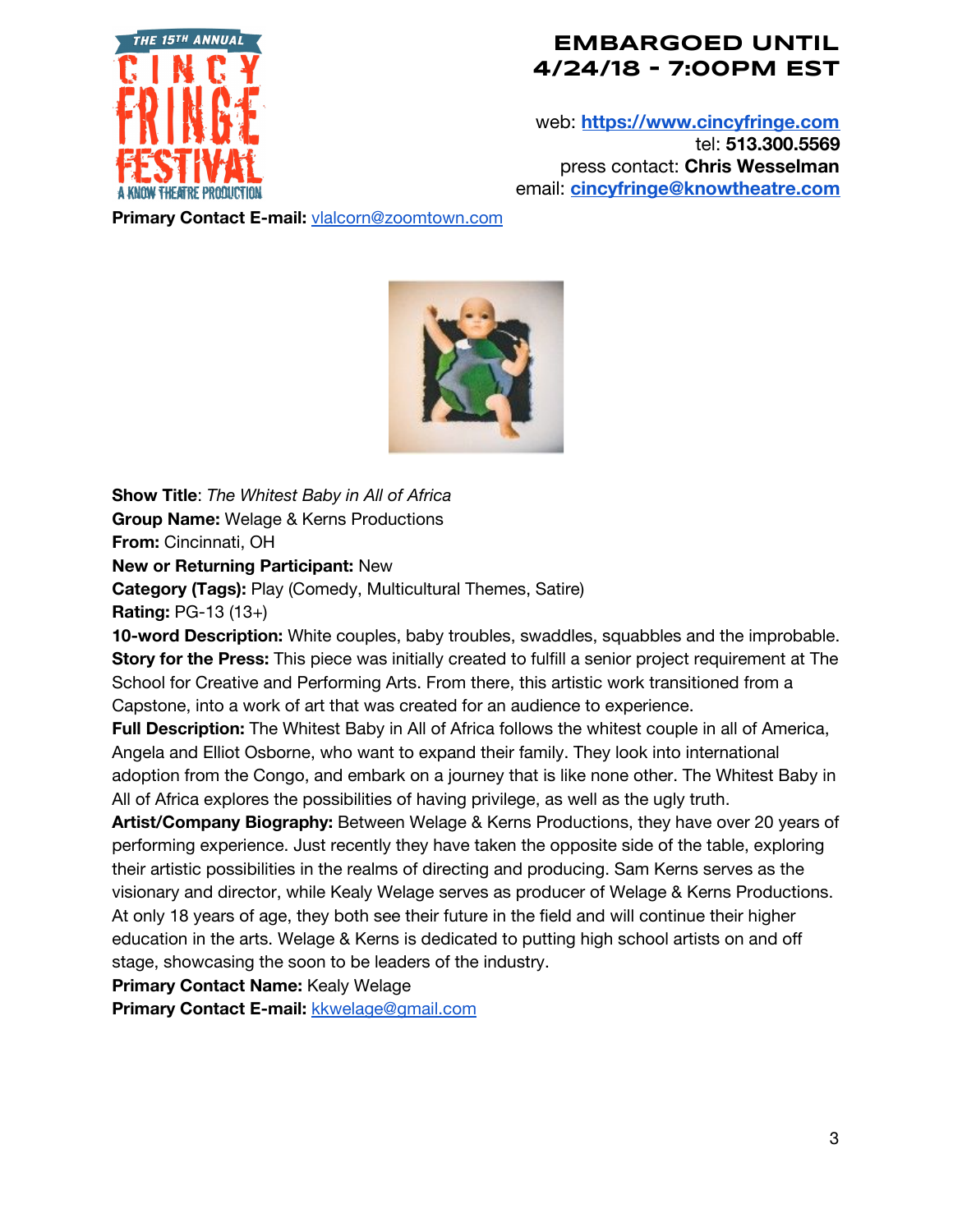**EMBARGOED UNTIL 4/24/18 - 7:00PM EST**

web: https://www.cincyfringe.com
tel: **513.300.5569**
press contact: **Chris Wesselman**
email: cincyfringe@knowtheatre.com

**Primary Contact E-mail:** vlalcorn@zoomtown.com

**Show Title**: *The Whitest Baby in All of Africa*
**Group Name:** Welage & Kerns Productions
**From:** Cincinnati, OH
**New or Returning Participant:** New
**Category (Tags):** Play (Comedy, Multicultural Themes, Satire)
**Rating:** PG-13 (13+)
**10-word Description:** White couples, baby troubles, swaddles, squabbles and the improbable.
**Story for the Press:** This piece was initially created to fulfill a senior project requirement at The School for Creative and Performing Arts. From there, this artistic work transitioned from a Capstone, into a work of art that was created for an audience to experience.
**Full Description:** The Whitest Baby in All of Africa follows the whitest couple in all of America, Angela and Elliot Osborne, who want to expand their family. They look into international adoption from the Congo, and embark on a journey that is like none other. The Whitest Baby in All of Africa explores the possibilities of having privilege, as well as the ugly truth.
**Artist/Company Biography:** Between Welage & Kerns Productions, they have over 20 years of performing experience. Just recently they have taken the opposite side of the table, exploring their artistic possibilities in the realms of directing and producing. Sam Kerns serves as the visionary and director, while Kealy Welage serves as producer of Welage & Kerns Productions. At only 18 years of age, they both see their future in the field and will continue their higher education in the arts. Welage & Kerns is dedicated to putting high school artists on and off stage, showcasing the soon to be leaders of the industry.
**Primary Contact Name:** Kealy Welage
**Primary Contact E-mail:** kkwelage@gmail.com